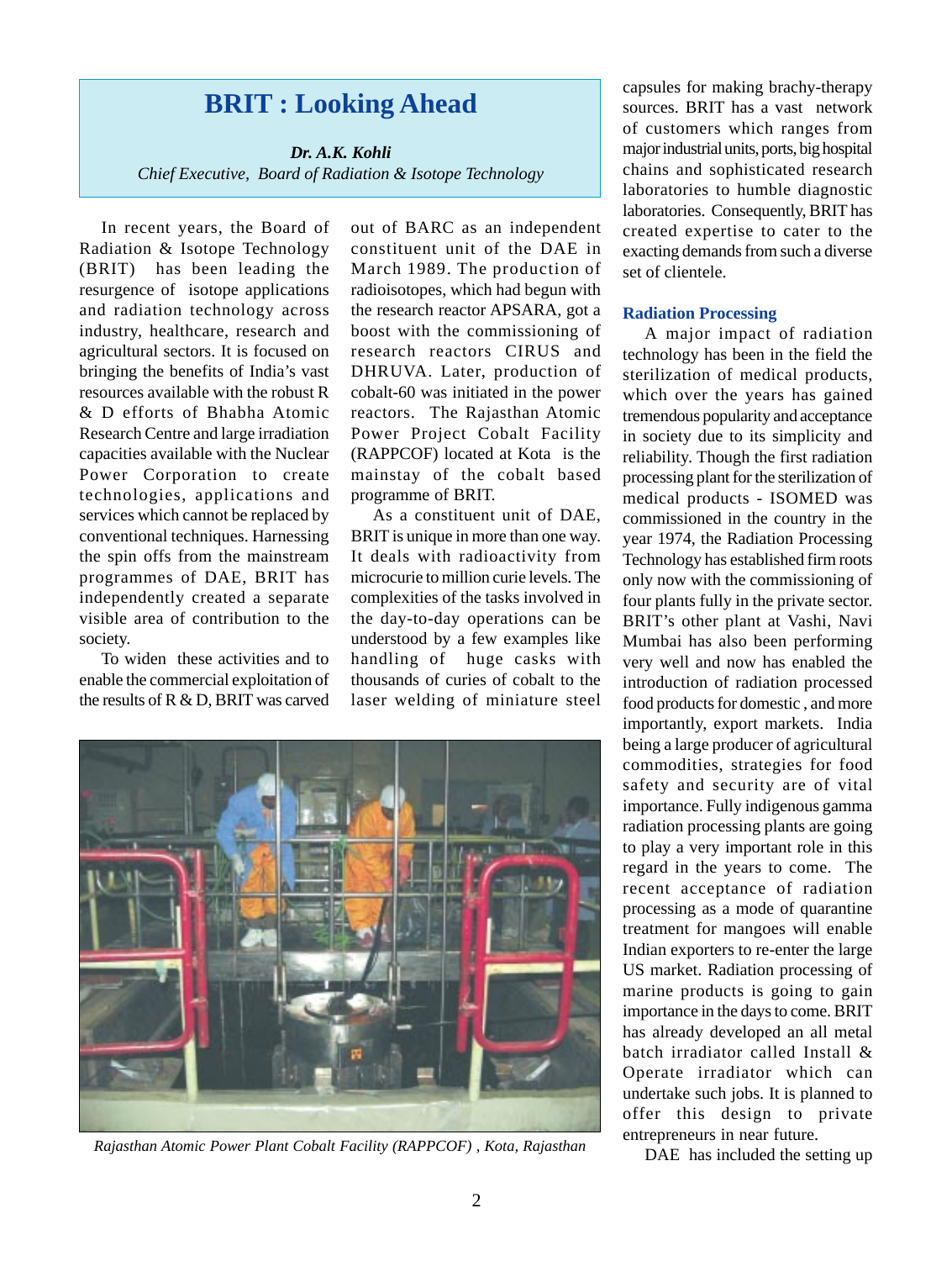# BRIT : Looking Ahead

***Dr. A.K. Kohli***

*Chief Executive, Board of Radiation & Isotope Technology*

In recent years, the Board of Radiation & Isotope Technology (BRIT) has been leading the resurgence of isotope applications and radiation technology across industry, healthcare, research and agricultural sectors. It is focused on bringing the benefits of India's vast resources available with the robust R & D efforts of Bhabha Atomic Research Centre and large irradiation capacities available with the Nuclear Power Corporation to create technologies, applications and services which cannot be replaced by conventional techniques. Harnessing the spin offs from the mainstream programmes of DAE, BRIT has independently created a separate visible area of contribution to the society.

To widen these activities and to enable the commercial exploitation of the results of R & D, BRIT was carved out of BARC as an independent constituent unit of the DAE in March 1989. The production of radioisotopes, which had begun with the research reactor APSARA, got a boost with the commissioning of research reactors CIRUS and DHRUVA. Later, production of cobalt-60 was initiated in the power reactors. The Rajasthan Atomic Power Project Cobalt Facility (RAPPCOF) located at Kota is the mainstay of the cobalt based programme of BRIT.

As a constituent unit of DAE, BRIT is unique in more than one way. It deals with radioactivity from microcurie to million curie levels. The complexities of the tasks involved in the day-to-day operations can be understood by a few examples like handling of huge casks with thousands of curies of cobalt to the laser welding of miniature steel capsules for making brachy-therapy sources. BRIT has a vast network of customers which ranges from major industrial units, ports, big hospital chains and sophisticated research laboratories to humble diagnostic laboratories. Consequently, BRIT has created expertise to cater to the exacting demands from such a diverse set of clientele.

*Rajasthan Atomic Power Plant Cobalt Facility (RAPPCOF) , Kota, Rajasthan*

### Radiation Processing

A major impact of radiation technology has been in the field the sterilization of medical products, which over the years has gained tremendous popularity and acceptance in society due to its simplicity and reliability. Though the first radiation processing plant for the sterilization of medical products - ISOMED was commissioned in the country in the year 1974, the Radiation Processing Technology has established firm roots only now with the commissioning of four plants fully in the private sector. BRIT's other plant at Vashi, Navi Mumbai has also been performing very well and now has enabled the introduction of radiation processed food products for domestic , and more importantly, export markets. India being a large producer of agricultural commodities, strategies for food safety and security are of vital importance. Fully indigenous gamma radiation processing plants are going to play a very important role in this regard in the years to come. The recent acceptance of radiation processing as a mode of quarantine treatment for mangoes will enable Indian exporters to re-enter the large US market. Radiation processing of marine products is going to gain importance in the days to come. BRIT has already developed an all metal batch irradiator called Install & Operate irradiator which can undertake such jobs. It is planned to offer this design to private entrepreneurs in near future.

DAE has included the setting up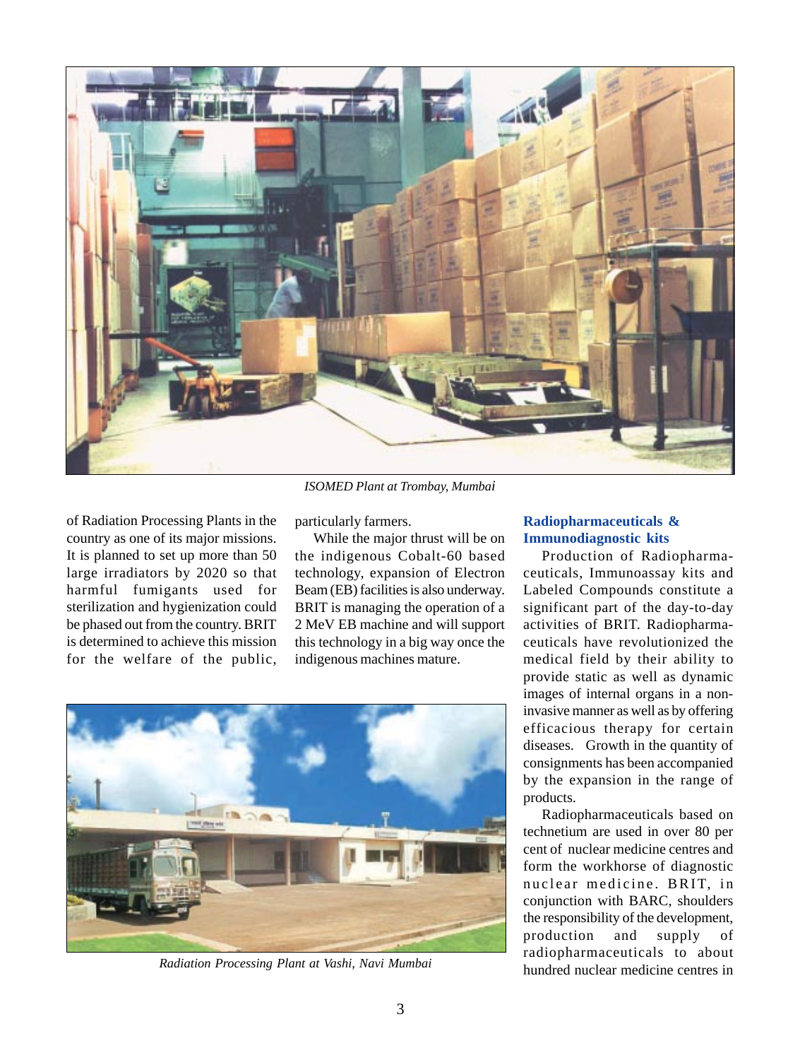*ISOMED Plant at Trombay, Mumbai*

of Radiation Processing Plants in the country as one of its major missions. It is planned to set up more than 50 large irradiators by 2020 so that harmful fumigants used for sterilization and hygienization could be phased out from the country. BRIT is determined to achieve this mission for the welfare of the public, particularly farmers.

While the major thrust will be on the indigenous Cobalt-60 based technology, expansion of Electron Beam (EB) facilities is also underway. BRIT is managing the operation of a 2 MeV EB machine and will support this technology in a big way once the indigenous machines mature.

*Radiation Processing Plant at Vashi, Navi Mumbai*

## Radiopharmaceuticals & Immunodiagnostic kits

Production of Radiopharmaceuticals, Immunoassay kits and Labeled Compounds constitute a significant part of the day-to-day activities of BRIT. Radiopharmaceuticals have revolutionized the medical field by their ability to provide static as well as dynamic images of internal organs in a non-invasive manner as well as by offering efficacious therapy for certain diseases. Growth in the quantity of consignments has been accompanied by the expansion in the range of products.

Radiopharmaceuticals based on technetium are used in over 80 per cent of nuclear medicine centres and form the workhorse of diagnostic nuclear medicine. BRIT, in conjunction with BARC, shoulders the responsibility of the development, production and supply of radiopharmaceuticals to about hundred nuclear medicine centres in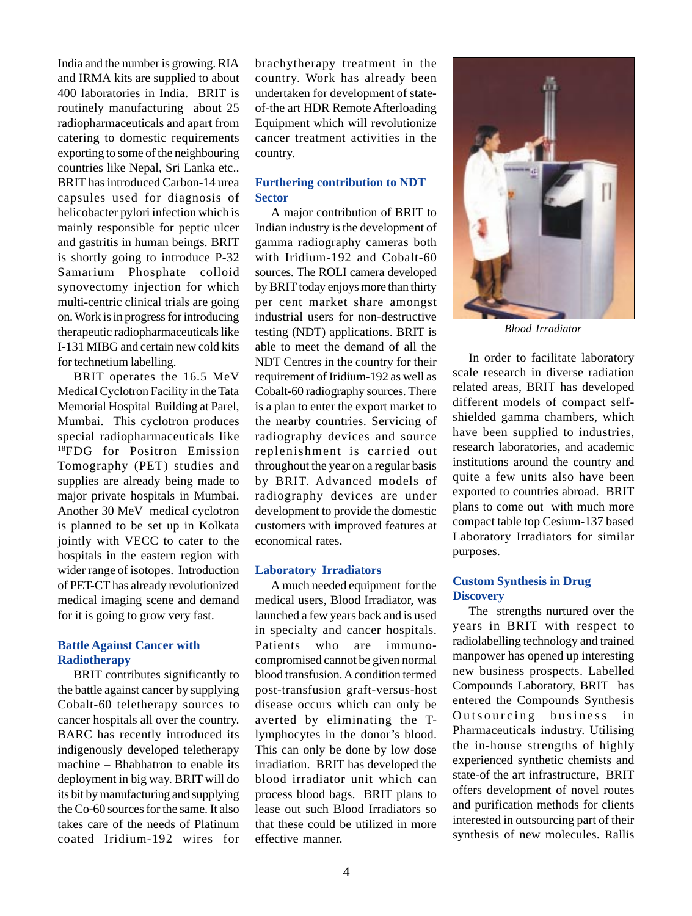India and the number is growing. RIA and IRMA kits are supplied to about 400 laboratories in India. BRIT is routinely manufacturing about 25 radiopharmaceuticals and apart from catering to domestic requirements exporting to some of the neighbouring countries like Nepal, Sri Lanka etc.. BRIT has introduced Carbon-14 urea capsules used for diagnosis of helicobacter pylori infection which is mainly responsible for peptic ulcer and gastritis in human beings. BRIT is shortly going to introduce P-32 Samarium Phosphate colloid synovectomy injection for which multi-centric clinical trials are going on. Work is in progress for introducing therapeutic radiopharmaceuticals like I-131 MIBG and certain new cold kits for technetium labelling.

BRIT operates the 16.5 MeV Medical Cyclotron Facility in the Tata Memorial Hospital Building at Parel, Mumbai. This cyclotron produces special radiopharmaceuticals like $^{18}$FDG for Positron Emission Tomography (PET) studies and supplies are already being made to major private hospitals in Mumbai. Another 30 MeV medical cyclotron is planned to be set up in Kolkata jointly with VECC to cater to the hospitals in the eastern region with wider range of isotopes. Introduction of PET-CT has already revolutionized medical imaging scene and demand for it is going to grow very fast.

## Battle Against Cancer with Radiotherapy

BRIT contributes significantly to the battle against cancer by supplying Cobalt-60 teletherapy sources to cancer hospitals all over the country. BARC has recently introduced its indigenously developed teletherapy machine – Bhabhatron to enable its deployment in big way. BRIT will do its bit by manufacturing and supplying the Co-60 sources for the same. It also takes care of the needs of Platinum coated Iridium-192 wires for brachytherapy treatment in the country. Work has already been undertaken for development of state-of-the art HDR Remote Afterloading Equipment which will revolutionize cancer treatment activities in the country.

## Furthering contribution to NDT Sector

A major contribution of BRIT to Indian industry is the development of gamma radiography cameras both with Iridium-192 and Cobalt-60 sources. The ROLI camera developed by BRIT today enjoys more than thirty per cent market share amongst industrial users for non-destructive testing (NDT) applications. BRIT is able to meet the demand of all the NDT Centres in the country for their requirement of Iridium-192 as well as Cobalt-60 radiography sources. There is a plan to enter the export market to the nearby countries. Servicing of radiography devices and source replenishment is carried out throughout the year on a regular basis by BRIT. Advanced models of radiography devices are under development to provide the domestic customers with improved features at economical rates.

## Laboratory Irradiators

A much needed equipment for the medical users, Blood Irradiator, was launched a few years back and is used in specialty and cancer hospitals. Patients who are immuno-compromised cannot be given normal blood transfusion. A condition termed post-transfusion graft-versus-host disease occurs which can only be averted by eliminating the T-lymphocytes in the donor's blood. This can only be done by low dose irradiation. BRIT has developed the blood irradiator unit which can process blood bags. BRIT plans to lease out such Blood Irradiators so that these could be utilized in more effective manner.

*Blood Irradiator*

In order to facilitate laboratory scale research in diverse radiation related areas, BRIT has developed different models of compact self-shielded gamma chambers, which have been supplied to industries, research laboratories, and academic institutions around the country and quite a few units also have been exported to countries abroad. BRIT plans to come out with much more compact table top Cesium-137 based Laboratory Irradiators for similar purposes.

## Custom Synthesis in Drug Discovery

The strengths nurtured over the years in BRIT with respect to radiolabelling technology and trained manpower has opened up interesting new business prospects. Labelled Compounds Laboratory, BRIT has entered the Compounds Synthesis Outsourcing business in Pharmaceuticals industry. Utilising the in-house strengths of highly experienced synthetic chemists and state-of the art infrastructure, BRIT offers development of novel routes and purification methods for clients interested in outsourcing part of their synthesis of new molecules. Rallis